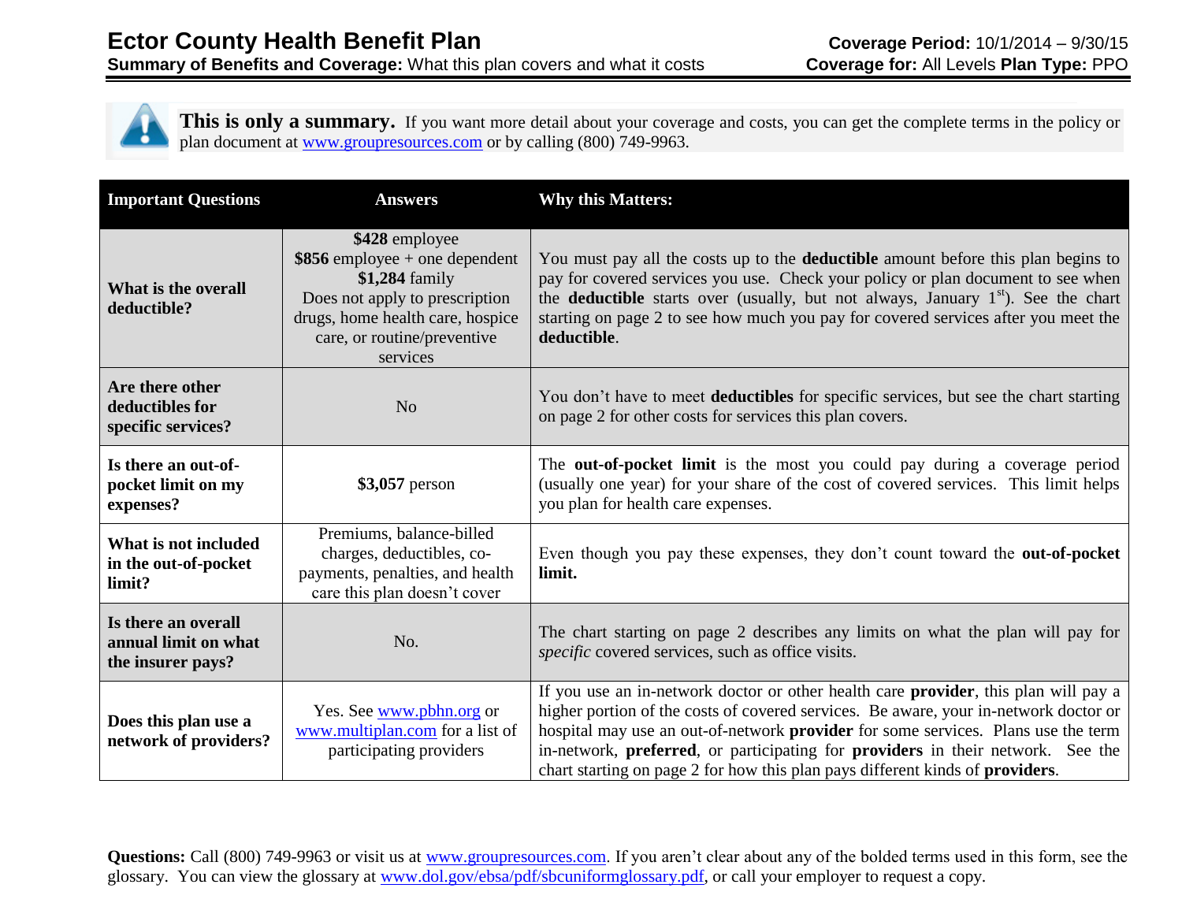# Ector County Health Benefit Plan

**Summary of Benefits and Coverage:** What this plan covers and what it costs

**Coverage Period:** 10/1/2014 – 9/30/15
**Coverage for:** All Levels **Plan Type:** PPO

**This is only a summary.** If you want more detail about your coverage and costs, you can get the complete terms in the policy or plan document at www.groupresources.com or by calling (800) 749-9963.

| Important Questions | Answers | Why this Matters: |
|---|---|---|
| **What is the overall deductible?** | **$428** employee<br>**$856** employee + one dependent<br>**$1,284** family<br>Does not apply to prescription drugs, home health care, hospice care, or routine/preventive services | You must pay all the costs up to the **deductible** amount before this plan begins to pay for covered services you use. Check your policy or plan document to see when the **deductible** starts over (usually, but not always, January 1st). See the chart starting on page 2 to see how much you pay for covered services after you meet the **deductible**. |
| **Are there other deductibles for specific services?** | No | You don't have to meet **deductibles** for specific services, but see the chart starting on page 2 for other costs for services this plan covers. |
| **Is there an out-of-pocket limit on my expenses?** | **$3,057** person | The **out-of-pocket limit** is the most you could pay during a coverage period (usually one year) for your share of the cost of covered services. This limit helps you plan for health care expenses. |
| **What is not included in the out-of-pocket limit?** | Premiums, balance-billed charges, deductibles, co-payments, penalties, and health care this plan doesn't cover | Even though you pay these expenses, they don't count toward the **out-of-pocket limit.** |
| **Is there an overall annual limit on what the insurer pays?** | No. | The chart starting on page 2 describes any limits on what the plan will pay for *specific* covered services, such as office visits. |
| **Does this plan use a network of providers?** | Yes. See www.pbhn.org or www.multiplan.com for a list of participating providers | If you use an in-network doctor or other health care **provider**, this plan will pay a higher portion of the costs of covered services. Be aware, your in-network doctor or hospital may use an out-of-network **provider** for some services. Plans use the term in-network, **preferred**, or participating for **providers** in their network. See the chart starting on page 2 for how this plan pays different kinds of **providers**. |

**Questions:** Call (800) 749-9963 or visit us at www.groupresources.com. If you aren't clear about any of the bolded terms used in this form, see the glossary. You can view the glossary at www.dol.gov/ebsa/pdf/sbcuniformglossary.pdf, or call your employer to request a copy.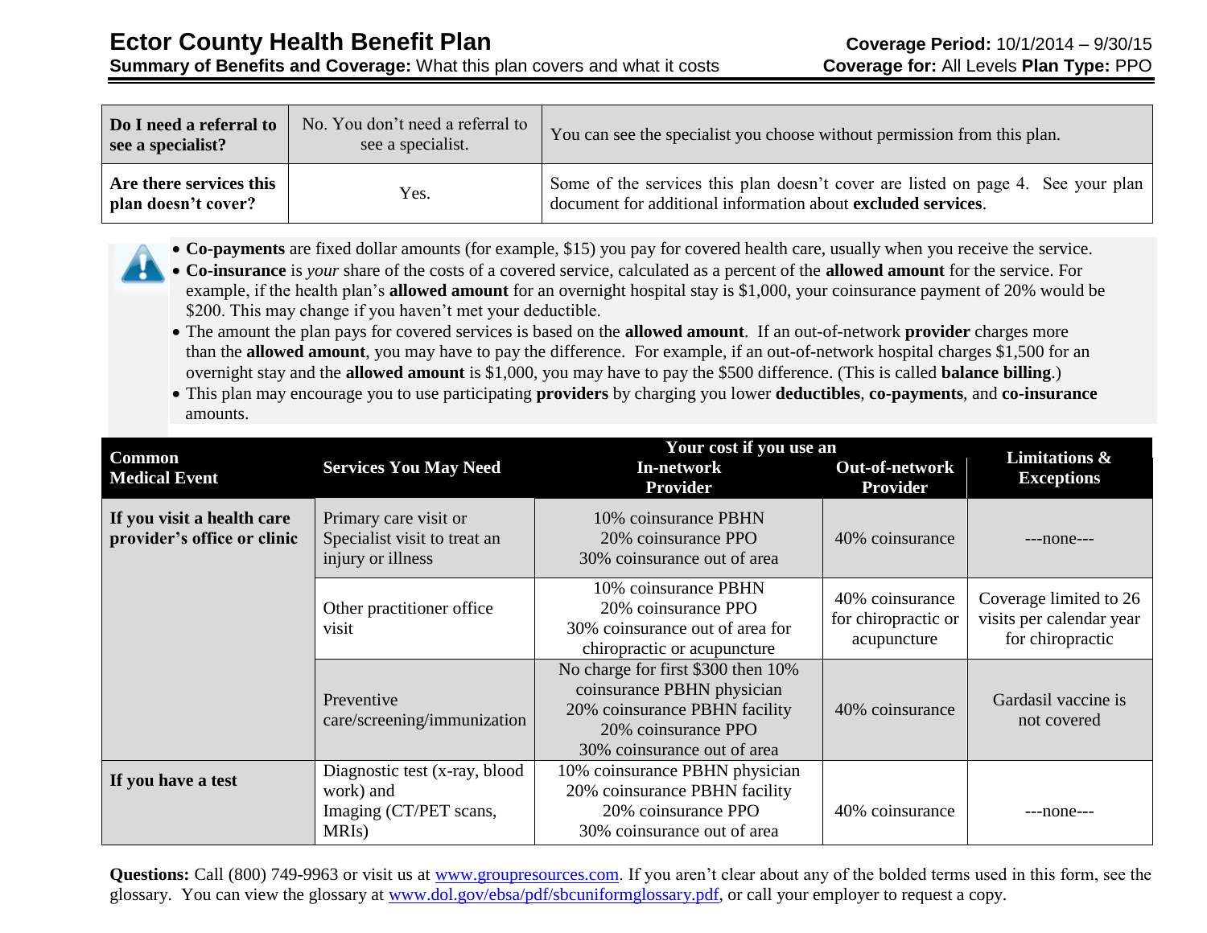# Ector County Health Benefit Plan

**Summary of Benefits and Coverage:** What this plan covers and what it costs

**Coverage Period:** 10/1/2014 – 9/30/15
**Coverage for:** All Levels **Plan Type:** PPO

| | | |
|---|---|---|
| **Do I need a referral to see a specialist?** | No. You don't need a referral to see a specialist. | You can see the specialist you choose without permission from this plan. |
| **Are there services this plan doesn't cover?** | Yes. | Some of the services this plan doesn't cover are listed on page 4. See your plan document for additional information about **excluded services**. |

- **Co-payments** are fixed dollar amounts (for example, $15) you pay for covered health care, usually when you receive the service.
- **Co-insurance** is *your* share of the costs of a covered service, calculated as a percent of the **allowed amount** for the service. For example, if the health plan's **allowed amount** for an overnight hospital stay is $1,000, your coinsurance payment of 20% would be $200. This may change if you haven't met your deductible.
- The amount the plan pays for covered services is based on the **allowed amount**. If an out-of-network **provider** charges more than the **allowed amount**, you may have to pay the difference. For example, if an out-of-network hospital charges $1,500 for an overnight stay and the **allowed amount** is $1,000, you may have to pay the $500 difference. (This is called **balance billing**.)
- This plan may encourage you to use participating **providers** by charging you lower **deductibles**, **co-payments**, and **co-insurance** amounts.

| Common Medical Event | Services You May Need | Your cost if you use an In-network Provider | Your cost if you use an Out-of-network Provider | Limitations & Exceptions |
|---|---|---|---|---|
| **If you visit a health care provider's office or clinic** | Primary care visit or Specialist visit to treat an injury or illness | 10% coinsurance PBHN<br>20% coinsurance PPO<br>30% coinsurance out of area | 40% coinsurance | ---none--- |
| | Other practitioner office visit | 10% coinsurance PBHN<br>20% coinsurance PPO<br>30% coinsurance out of area for chiropractic or acupuncture | 40% coinsurance for chiropractic or acupuncture | Coverage limited to 26 visits per calendar year for chiropractic |
| | Preventive care/screening/immunization | No charge for first $300 then 10% coinsurance PBHN physician<br>20% coinsurance PBHN facility<br>20% coinsurance PPO<br>30% coinsurance out of area | 40% coinsurance | Gardasil vaccine is not covered |
| **If you have a test** | Diagnostic test (x-ray, blood work) and Imaging (CT/PET scans, MRIs) | 10% coinsurance PBHN physician<br>20% coinsurance PBHN facility<br>20% coinsurance PPO<br>30% coinsurance out of area | 40% coinsurance | ---none--- |

**Questions:** Call (800) 749-9963 or visit us at www.groupresources.com. If you aren't clear about any of the bolded terms used in this form, see the glossary. You can view the glossary at www.dol.gov/ebsa/pdf/sbcuniformglossary.pdf, or call your employer to request a copy.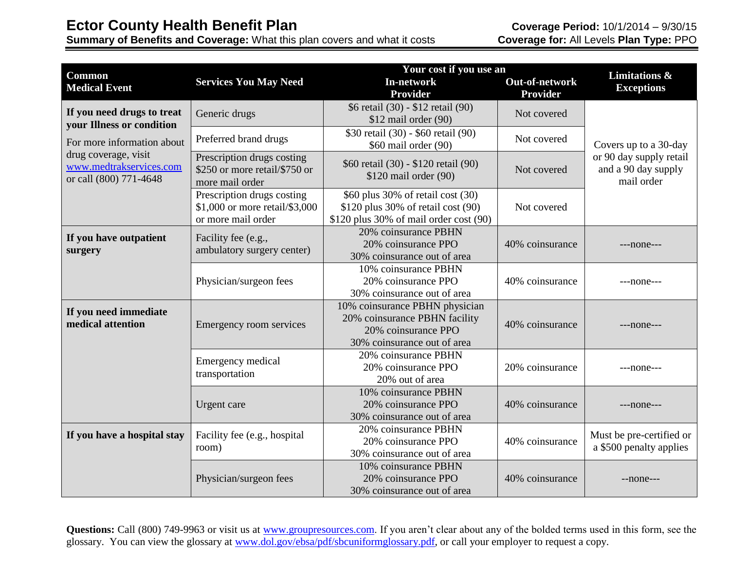# Ector County Health Benefit Plan

**Summary of Benefits and Coverage:** What this plan covers and what it costs

**Coverage Period:** 10/1/2014 – 9/30/15
**Coverage for:** All Levels **Plan Type:** PPO

| Common Medical Event | Services You May Need | Your cost if you use an In-network Provider | Your cost if you use an Out-of-network Provider | Limitations & Exceptions |
|---|---|---|---|---|
| **If you need drugs to treat your Illness or condition** For more information about drug coverage, visit www.medtrakservices.com or call (800) 771-4648 | Generic drugs | $6 retail (30) - $12 retail (90) $12 mail order (90) | Not covered | Covers up to a 30-day or 90 day supply retail and a 90 day supply mail order |
| | Preferred brand drugs | $30 retail (30) - $60 retail (90) $60 mail order (90) | Not covered | |
| | Prescription drugs costing $250 or more retail/$750 or more mail order | $60 retail (30) - $120 retail (90) $120 mail order (90) | Not covered | |
| | Prescription drugs costing $1,000 or more retail/$3,000 or more mail order | $60 plus 30% of retail cost (30) $120 plus 30% of retail cost (90) $120 plus 30% of mail order cost (90) | Not covered | |
| **If you have outpatient surgery** | Facility fee (e.g., ambulatory surgery center) | 20% coinsurance PBHN 20% coinsurance PPO 30% coinsurance out of area | 40% coinsurance | ---none--- |
| | Physician/surgeon fees | 10% coinsurance PBHN 20% coinsurance PPO 30% coinsurance out of area | 40% coinsurance | ---none--- |
| **If you need immediate medical attention** | Emergency room services | 10% coinsurance PBHN physician 20% coinsurance PBHN facility 20% coinsurance PPO 30% coinsurance out of area | 40% coinsurance | ---none--- |
| | Emergency medical transportation | 20% coinsurance PBHN 20% coinsurance PPO 20% out of area | 20% coinsurance | ---none--- |
| | Urgent care | 10% coinsurance PBHN 20% coinsurance PPO 30% coinsurance out of area | 40% coinsurance | ---none--- |
| **If you have a hospital stay** | Facility fee (e.g., hospital room) | 20% coinsurance PBHN 20% coinsurance PPO 30% coinsurance out of area | 40% coinsurance | Must be pre-certified or a $500 penalty applies |
| | Physician/surgeon fees | 10% coinsurance PBHN 20% coinsurance PPO 30% coinsurance out of area | 40% coinsurance | --none--- |

**Questions:** Call (800) 749-9963 or visit us at www.groupresources.com. If you aren't clear about any of the bolded terms used in this form, see the glossary. You can view the glossary at www.dol.gov/ebsa/pdf/sbcuniformglossary.pdf, or call your employer to request a copy.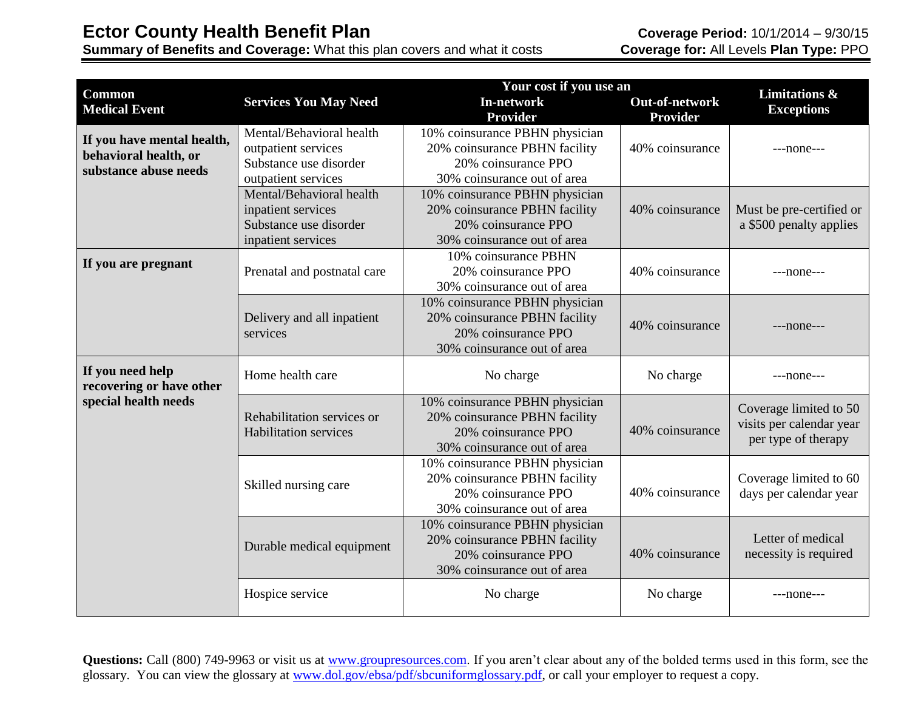# Ector County Health Benefit Plan

**Summary of Benefits and Coverage:** What this plan covers and what it costs

**Coverage Period:** 10/1/2014 – 9/30/15
**Coverage for:** All Levels **Plan Type:** PPO

| Common Medical Event | Services You May Need | Your cost if you use an In-network Provider | Your cost if you use an Out-of-network Provider | Limitations & Exceptions |
|---|---|---|---|---|
| **If you have mental health, behavioral health, or substance abuse needs** | Mental/Behavioral health outpatient services<br>Substance use disorder outpatient services | 10% coinsurance PBHN physician<br>20% coinsurance PBHN facility<br>20% coinsurance PPO<br>30% coinsurance out of area | 40% coinsurance | ---none--- |
| | Mental/Behavioral health inpatient services<br>Substance use disorder inpatient services | 10% coinsurance PBHN physician<br>20% coinsurance PBHN facility<br>20% coinsurance PPO<br>30% coinsurance out of area | 40% coinsurance | Must be pre-certified or a $500 penalty applies |
| **If you are pregnant** | Prenatal and postnatal care | 10% coinsurance PBHN<br>20% coinsurance PPO<br>30% coinsurance out of area | 40% coinsurance | ---none--- |
| | Delivery and all inpatient services | 10% coinsurance PBHN physician<br>20% coinsurance PBHN facility<br>20% coinsurance PPO<br>30% coinsurance out of area | 40% coinsurance | ---none--- |
| **If you need help recovering or have other special health needs** | Home health care | No charge | No charge | ---none--- |
| | Rehabilitation services or Habilitation services | 10% coinsurance PBHN physician<br>20% coinsurance PBHN facility<br>20% coinsurance PPO<br>30% coinsurance out of area | 40% coinsurance | Coverage limited to 50 visits per calendar year per type of therapy |
| | Skilled nursing care | 10% coinsurance PBHN physician<br>20% coinsurance PBHN facility<br>20% coinsurance PPO<br>30% coinsurance out of area | 40% coinsurance | Coverage limited to 60 days per calendar year |
| | Durable medical equipment | 10% coinsurance PBHN physician<br>20% coinsurance PBHN facility<br>20% coinsurance PPO<br>30% coinsurance out of area | 40% coinsurance | Letter of medical necessity is required |
| | Hospice service | No charge | No charge | ---none--- |

**Questions:** Call (800) 749-9963 or visit us at www.groupresources.com. If you aren't clear about any of the bolded terms used in this form, see the glossary. You can view the glossary at www.dol.gov/ebsa/pdf/sbcuniformglossary.pdf, or call your employer to request a copy.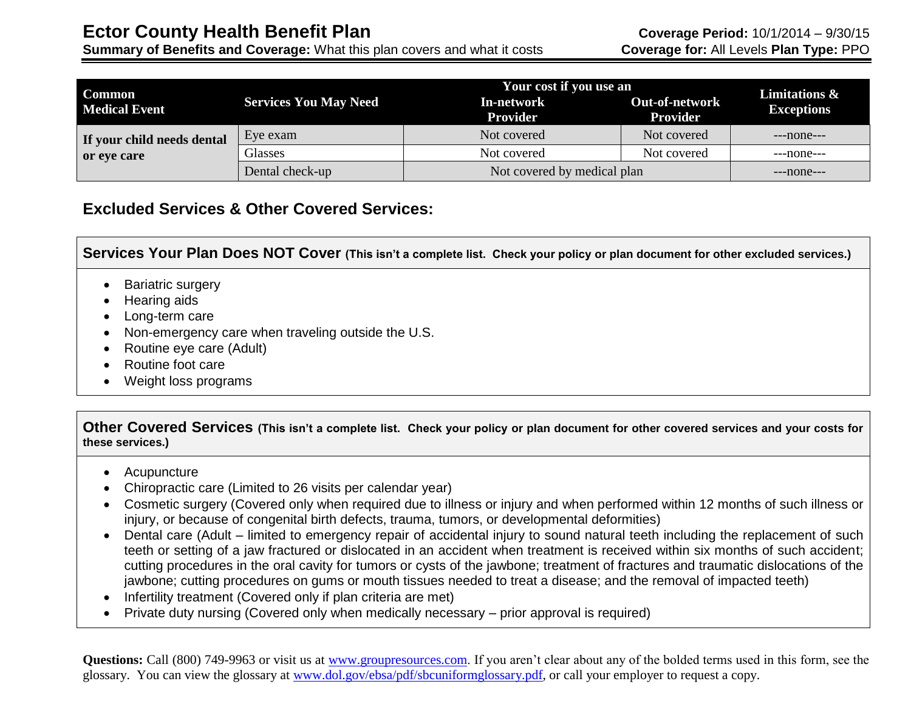| Common Medical Event | Services You May Need | Your cost if you use an In-network Provider | Your cost if you use an Out-of-network Provider | Limitations & Exceptions |
|---|---|---|---|---|
| If your child needs dental or eye care | Eye exam | Not covered | Not covered | ---none--- |
| | Glasses | Not covered | Not covered | ---none--- |
| | Dental check-up | Not covered by medical plan | | ---none--- |

## Excluded Services & Other Covered Services:

### Services Your Plan Does NOT Cover (This isn't a complete list. Check your policy or plan document for other excluded services.)

- Bariatric surgery
- Hearing aids
- Long-term care
- Non-emergency care when traveling outside the U.S.
- Routine eye care (Adult)
- Routine foot care
- Weight loss programs

### Other Covered Services (This isn't a complete list. Check your policy or plan document for other covered services and your costs for these services.)

- Acupuncture
- Chiropractic care (Limited to 26 visits per calendar year)
- Cosmetic surgery (Covered only when required due to illness or injury and when performed within 12 months of such illness or injury, or because of congenital birth defects, trauma, tumors, or developmental deformities)
- Dental care (Adult – limited to emergency repair of accidental injury to sound natural teeth including the replacement of such teeth or setting of a jaw fractured or dislocated in an accident when treatment is received within six months of such accident; cutting procedures in the oral cavity for tumors or cysts of the jawbone; treatment of fractures and traumatic dislocations of the jawbone; cutting procedures on gums or mouth tissues needed to treat a disease; and the removal of impacted teeth)
- Infertility treatment (Covered only if plan criteria are met)
- Private duty nursing (Covered only when medically necessary – prior approval is required)

**Questions:** Call (800) 749-9963 or visit us at www.groupresources.com. If you aren't clear about any of the bolded terms used in this form, see the glossary. You can view the glossary at www.dol.gov/ebsa/pdf/sbcuniformglossary.pdf, or call your employer to request a copy.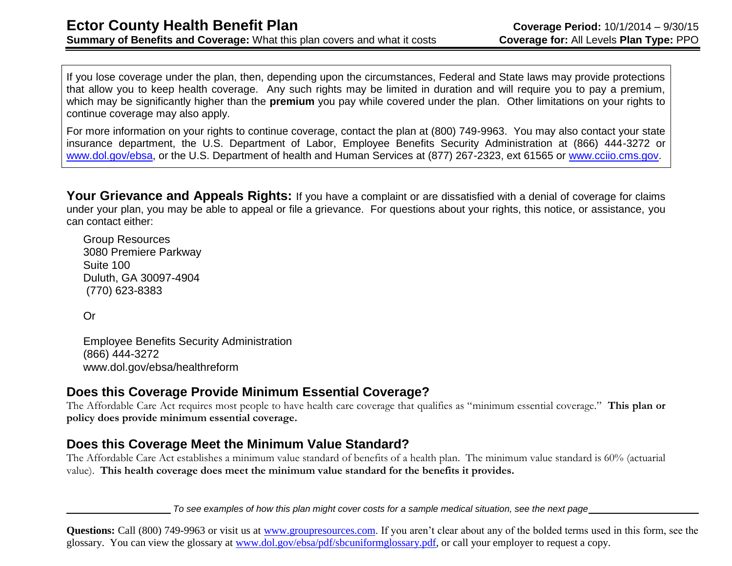If you lose coverage under the plan, then, depending upon the circumstances, Federal and State laws may provide protections that allow you to keep health coverage. Any such rights may be limited in duration and will require you to pay a premium, which may be significantly higher than the **premium** you pay while covered under the plan. Other limitations on your rights to continue coverage may also apply.

For more information on your rights to continue coverage, contact the plan at (800) 749-9963. You may also contact your state insurance department, the U.S. Department of Labor, Employee Benefits Security Administration at (866) 444-3272 or www.dol.gov/ebsa, or the U.S. Department of health and Human Services at (877) 267-2323, ext 61565 or www.cciio.cms.gov.

**Your Grievance and Appeals Rights:** If you have a complaint or are dissatisfied with a denial of coverage for claims under your plan, you may be able to appeal or file a grievance. For questions about your rights, this notice, or assistance, you can contact either:

Group Resources
3080 Premiere Parkway
Suite 100
Duluth, GA 30097-4904
(770) 623-8383

Or

Employee Benefits Security Administration
(866) 444-3272
www.dol.gov/ebsa/healthreform

## Does this Coverage Provide Minimum Essential Coverage?

The Affordable Care Act requires most people to have health care coverage that qualifies as "minimum essential coverage." **This plan or policy does provide minimum essential coverage.**

## Does this Coverage Meet the Minimum Value Standard?

The Affordable Care Act establishes a minimum value standard of benefits of a health plan. The minimum value standard is 60% (actuarial value). **This health coverage does meet the minimum value standard for the benefits it provides.**

*To see examples of how this plan might cover costs for a sample medical situation, see the next page*

**Questions:** Call (800) 749-9963 or visit us at www.groupresources.com. If you aren't clear about any of the bolded terms used in this form, see the glossary. You can view the glossary at www.dol.gov/ebsa/pdf/sbcuniformglossary.pdf, or call your employer to request a copy.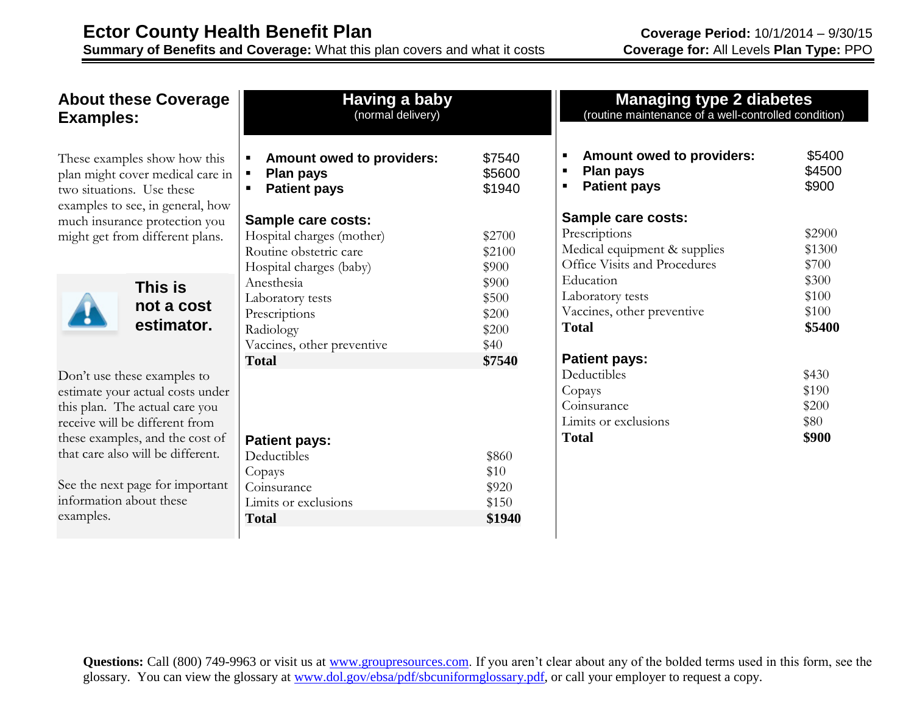## About these Coverage Examples:

These examples show how this plan might cover medical care in two situations. Use these examples to see, in general, how much insurance protection you might get from different plans.

**This is not a cost estimator.**

Don't use these examples to estimate your actual costs under this plan. The actual care you receive will be different from these examples, and the cost of that care also will be different.

See the next page for important information about these examples.

## Having a baby
(normal delivery)

- **Amount owed to providers:** $7540
- **Plan pays** $5600
- **Patient pays** $1940

**Sample care costs:**

| | |
|---|---|
| Hospital charges (mother) | $2700 |
| Routine obstetric care | $2100 |
| Hospital charges (baby) | $900 |
| Anesthesia | $900 |
| Laboratory tests | $500 |
| Prescriptions | $200 |
| Radiology | $200 |
| Vaccines, other preventive | $40 |
| **Total** | **$7540** |

**Patient pays:**

| | |
|---|---|
| Deductibles | $860 |
| Copays | $10 |
| Coinsurance | $920 |
| Limits or exclusions | $150 |
| **Total** | **$1940** |

## Managing type 2 diabetes
(routine maintenance of a well-controlled condition)

- **Amount owed to providers:** $5400
- **Plan pays** $4500
- **Patient pays** $900

**Sample care costs:**

| | |
|---|---|
| Prescriptions | $2900 |
| Medical equipment & supplies | $1300 |
| Office Visits and Procedures | $700 |
| Education | $300 |
| Laboratory tests | $100 |
| Vaccines, other preventive | $100 |
| **Total** | **$5400** |

**Patient pays:**

| | |
|---|---|
| Deductibles | $430 |
| Copays | $190 |
| Coinsurance | $200 |
| Limits or exclusions | $80 |
| **Total** | **$900** |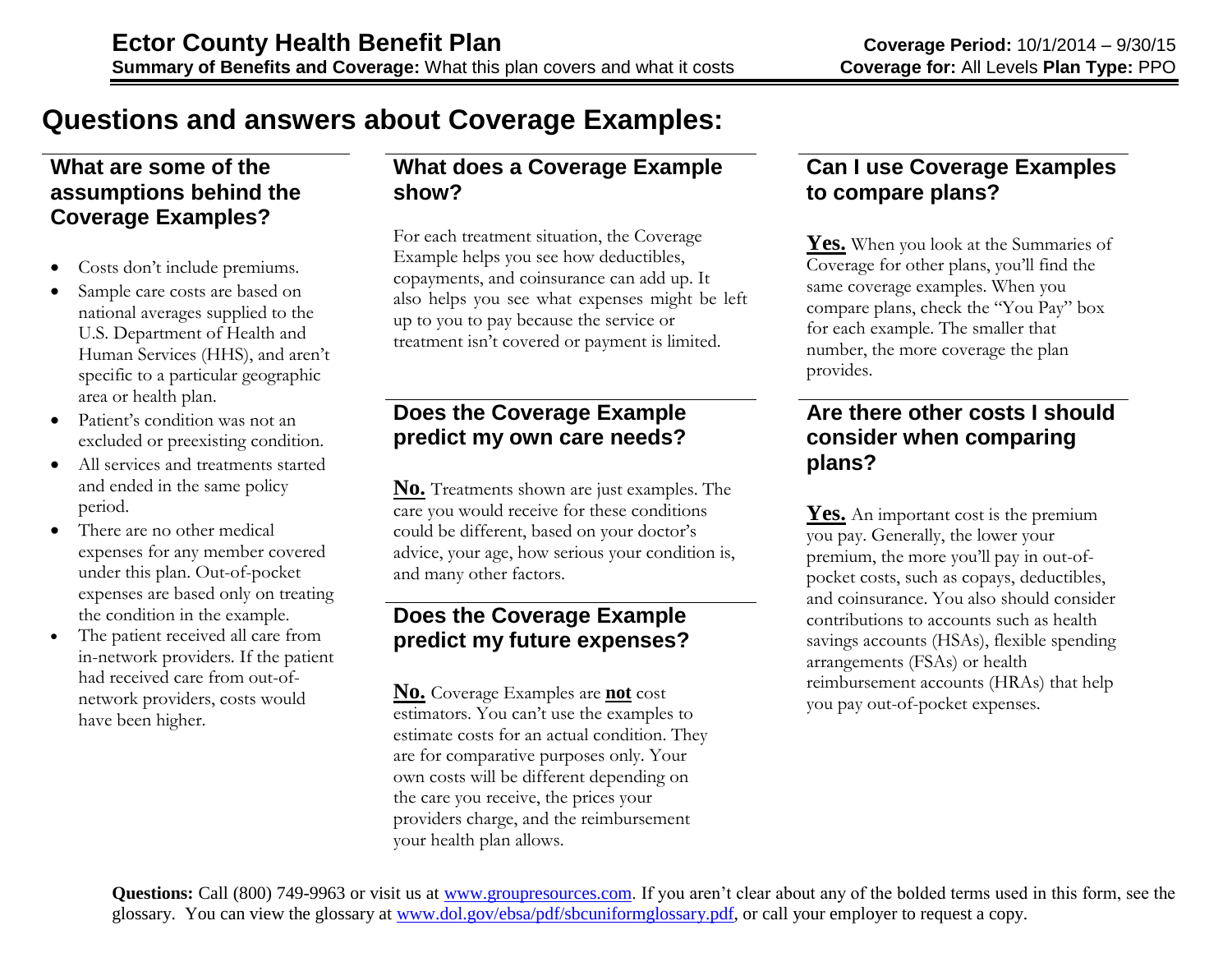# Questions and answers about Coverage Examples:

## What are some of the assumptions behind the Coverage Examples?

- Costs don't include premiums.
- Sample care costs are based on national averages supplied to the U.S. Department of Health and Human Services (HHS), and aren't specific to a particular geographic area or health plan.
- Patient's condition was not an excluded or preexisting condition.
- All services and treatments started and ended in the same policy period.
- There are no other medical expenses for any member covered under this plan. Out-of-pocket expenses are based only on treating the condition in the example.
- The patient received all care from in-network providers. If the patient had received care from out-of-network providers, costs would have been higher.

## What does a Coverage Example show?

For each treatment situation, the Coverage Example helps you see how deductibles, copayments, and coinsurance can add up. It also helps you see what expenses might be left up to you to pay because the service or treatment isn't covered or payment is limited.

## Does the Coverage Example predict my own care needs?

**No.** Treatments shown are just examples. The care you would receive for these conditions could be different, based on your doctor's advice, your age, how serious your condition is, and many other factors.

## Does the Coverage Example predict my future expenses?

**No.** Coverage Examples are **not** cost estimators. You can't use the examples to estimate costs for an actual condition. They are for comparative purposes only. Your own costs will be different depending on the care you receive, the prices your providers charge, and the reimbursement your health plan allows.

## Can I use Coverage Examples to compare plans?

**Yes.** When you look at the Summaries of Coverage for other plans, you'll find the same coverage examples. When you compare plans, check the "You Pay" box for each example. The smaller that number, the more coverage the plan provides.

## Are there other costs I should consider when comparing plans?

**Yes.** An important cost is the premium you pay. Generally, the lower your premium, the more you'll pay in out-of-pocket costs, such as copays, deductibles, and coinsurance. You also should consider contributions to accounts such as health savings accounts (HSAs), flexible spending arrangements (FSAs) or health reimbursement accounts (HRAs) that help you pay out-of-pocket expenses.

**Questions:** Call (800) 749-9963 or visit us at www.groupresources.com. If you aren't clear about any of the bolded terms used in this form, see the glossary. You can view the glossary at www.dol.gov/ebsa/pdf/sbcuniformglossary.pdf, or call your employer to request a copy.